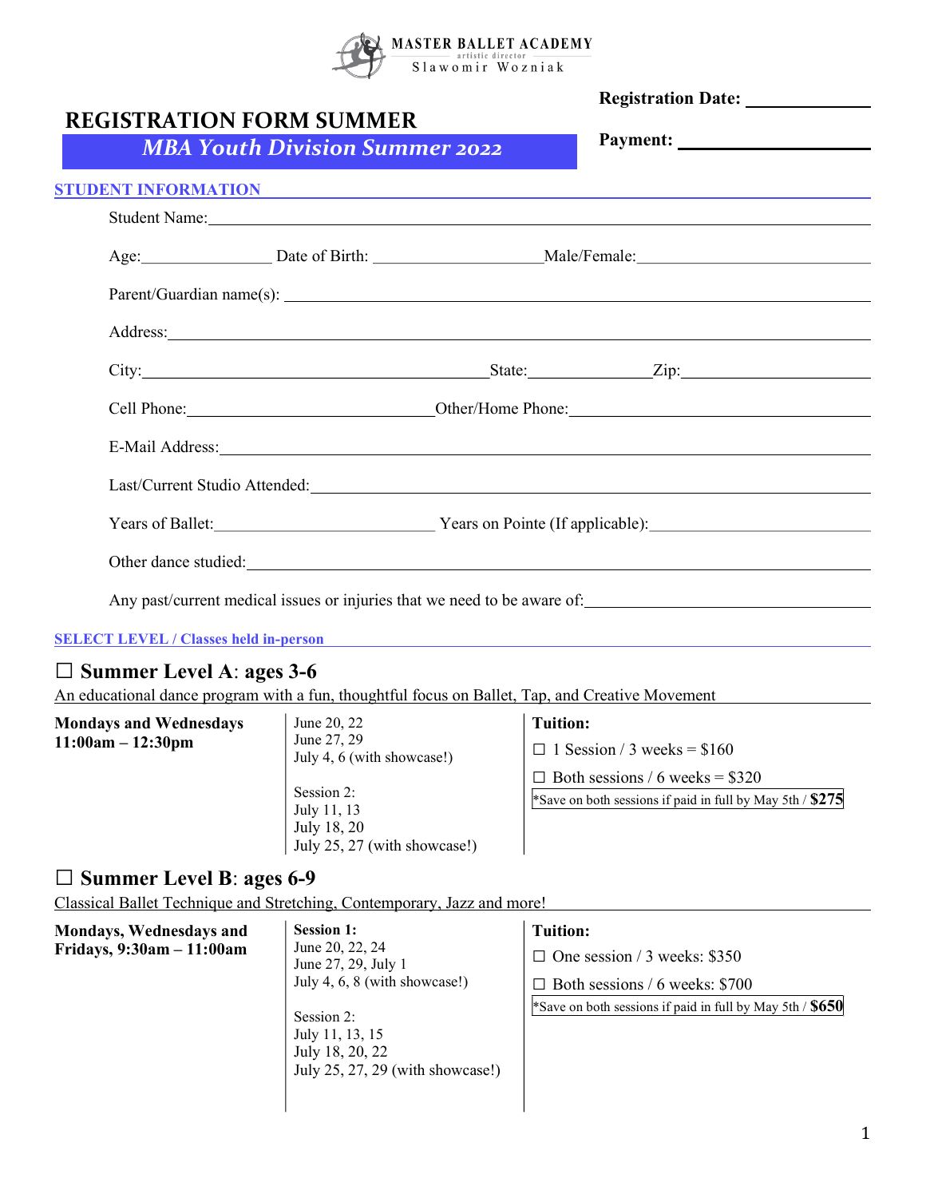MASTER BALLET ACADEMY
artistic director
Slawomir Wozniak

Registration Date: ____________

Payment: ____________

# REGISTRATION FORM SUMMER

## *MBA Youth Division Summer 2022*

### STUDENT INFORMATION

Student Name: ____________

Age: ____________ Date of Birth: ____________ Male/Female: ____________

Parent/Guardian name(s): ____________

Address: ____________

City: ____________ State: ____________ Zip: ____________

Cell Phone: ____________ Other/Home Phone: ____________

E-Mail Address: ____________

Last/Current Studio Attended: ____________

Years of Ballet: ____________ Years on Pointe (If applicable): ____________

Other dance studied: ____________

Any past/current medical issues or injuries that we need to be aware of: ____________

### SELECT LEVEL / Classes held in-person

## ☐ Summer Level A: ages 3-6

An educational dance program with a fun, thoughtful focus on Ballet, Tap, and Creative Movement

| **Mondays and Wednesdays 11:00am – 12:30pm** | June 20, 22<br>June 27, 29<br>July 4, 6 (with showcase!)<br><br>Session 2:<br>July 11, 13<br>July 18, 20<br>July 25, 27 (with showcase!) | **Tuition:**<br>☐ 1 Session / 3 weeks = $160<br>☐ Both sessions / 6 weeks = $320<br>*Save on both sessions if paid in full by May 5th / **$275** |
|---|---|---|

## ☐ Summer Level B: ages 6-9

Classical Ballet Technique and Stretching, Contemporary, Jazz and more!

| **Mondays, Wednesdays and Fridays, 9:30am – 11:00am** | **Session 1:**<br>June 20, 22, 24<br>June 27, 29, July 1<br>July 4, 6, 8 (with showcase!)<br><br>Session 2:<br>July 11, 13, 15<br>July 18, 20, 22<br>July 25, 27, 29 (with showcase!) | **Tuition:**<br>☐ One session / 3 weeks: $350<br>☐ Both sessions / 6 weeks: $700<br>*Save on both sessions if paid in full by May 5th / **$650** |
|---|---|---|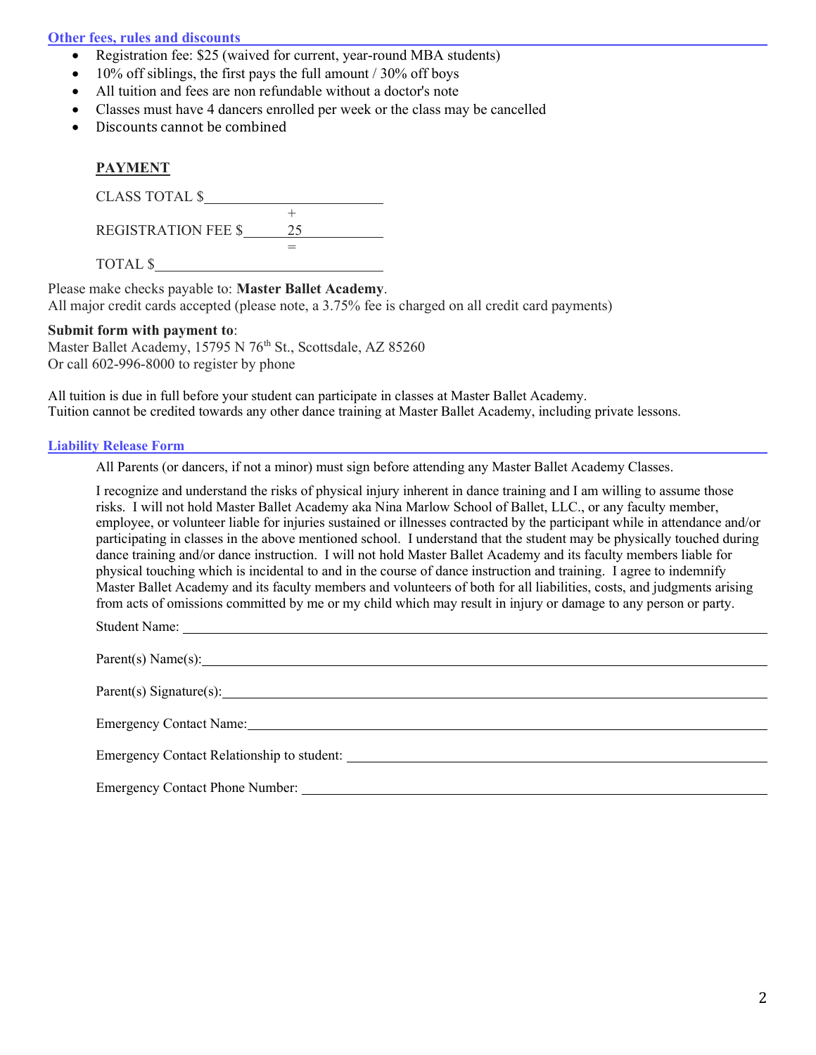## Other fees, rules and discounts

- Registration fee: $25 (waived for current, year-round MBA students)
- 10% off siblings, the first pays the full amount / 30% off boys
- All tuition and fees are non refundable without a doctor's note
- Classes must have 4 dancers enrolled per week or the class may be cancelled
- Discounts cannot be combined

**PAYMENT**

CLASS TOTAL $________________________

\+

REGISTRATION FEE $ 25

=

TOTAL $________________________

Please make checks payable to: **Master Ballet Academy**.
All major credit cards accepted (please note, a 3.75% fee is charged on all credit card payments)

**Submit form with payment to**:
Master Ballet Academy, 15795 N 76th St., Scottsdale, AZ 85260
Or call 602-996-8000 to register by phone

All tuition is due in full before your student can participate in classes at Master Ballet Academy.
Tuition cannot be credited towards any other dance training at Master Ballet Academy, including private lessons.

## Liability Release Form

All Parents (or dancers, if not a minor) must sign before attending any Master Ballet Academy Classes.

I recognize and understand the risks of physical injury inherent in dance training and I am willing to assume those risks. I will not hold Master Ballet Academy aka Nina Marlow School of Ballet, LLC., or any faculty member, employee, or volunteer liable for injuries sustained or illnesses contracted by the participant while in attendance and/or participating in classes in the above mentioned school. I understand that the student may be physically touched during dance training and/or dance instruction. I will not hold Master Ballet Academy and its faculty members liable for physical touching which is incidental to and in the course of dance instruction and training. I agree to indemnify Master Ballet Academy and its faculty members and volunteers of both for all liabilities, costs, and judgments arising from acts of omissions committed by me or my child which may result in injury or damage to any person or party.

Student Name: ________________________

Parent(s) Name(s): ________________________

Parent(s) Signature(s): ________________________

Emergency Contact Name: ________________________

Emergency Contact Relationship to student: ________________________

Emergency Contact Phone Number: ________________________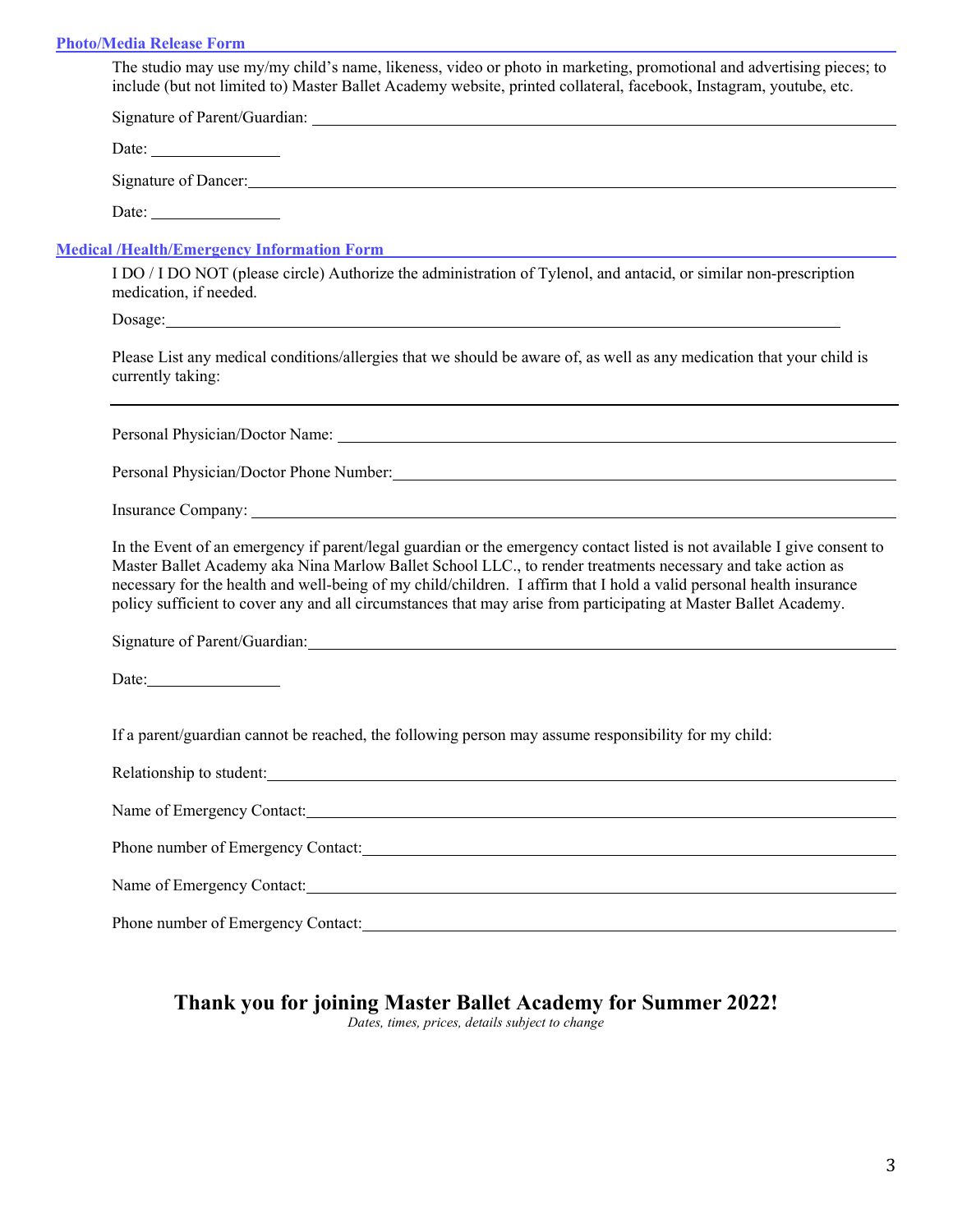## Photo/Media Release Form

The studio may use my/my child's name, likeness, video or photo in marketing, promotional and advertising pieces; to include (but not limited to) Master Ballet Academy website, printed collateral, facebook, Instagram, youtube, etc.

Signature of Parent/Guardian: ______________________________

Date: ______________

Signature of Dancer: ______________________________

Date: ______________

## Medical /Health/Emergency Information Form

I DO / I DO NOT (please circle) Authorize the administration of Tylenol, and antacid, or similar non-prescription medication, if needed.

Dosage: ______________________________

Please List any medical conditions/allergies that we should be aware of, as well as any medication that your child is currently taking:

______________________________

Personal Physician/Doctor Name: ______________________________

Personal Physician/Doctor Phone Number: ______________________________

Insurance Company: ______________________________

In the Event of an emergency if parent/legal guardian or the emergency contact listed is not available I give consent to Master Ballet Academy aka Nina Marlow Ballet School LLC., to render treatments necessary and take action as necessary for the health and well-being of my child/children. I affirm that I hold a valid personal health insurance policy sufficient to cover any and all circumstances that may arise from participating at Master Ballet Academy.

Signature of Parent/Guardian: ______________________________

Date: ______________

If a parent/guardian cannot be reached, the following person may assume responsibility for my child:

Relationship to student: ______________________________

Name of Emergency Contact: ______________________________

Phone number of Emergency Contact: ______________________________

Name of Emergency Contact: ______________________________

Phone number of Emergency Contact: ______________________________

**Thank you for joining Master Ballet Academy for Summer 2022!**

*Dates, times, prices, details subject to change*